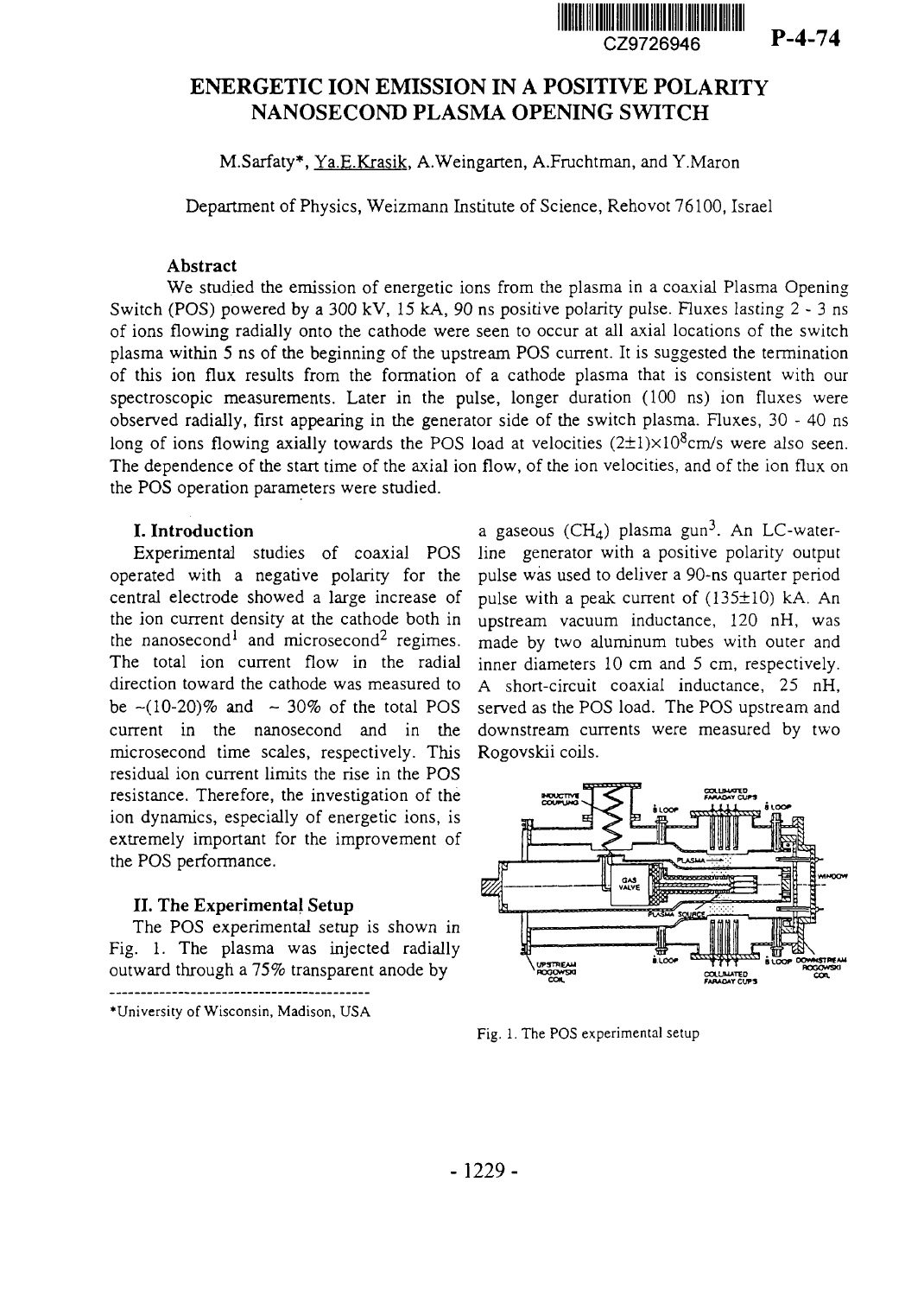CZ9726946

P-4-74

# ENERGETIC ION EMISSION IN A POSITIVE POLARITY NANOSECOND PLASMA OPENING SWITCH

M.Sarfaty*, Ya.E.Krasik, A.Weingarten, A.Fruchtman, and Y.Maron

Department of Physics, Weizmann Institute of Science, Rehovot 76100, Israel

### Abstract

We studied the emission of energetic ions from the plasma in a coaxial Plasma Opening Switch (POS) powered by a 300 kV, 15 kA, 90 ns positive polarity pulse. Fluxes lasting 2 - 3 ns of ions flowing radially onto the cathode were seen to occur at all axial locations of the switch plasma within 5 ns of the beginning of the upstream POS current. It is suggested the termination of this ion flux results from the formation of a cathode plasma that is consistent with our spectroscopic measurements. Later in the pulse, longer duration (100 ns) ion fluxes were observed radially, first appearing in the generator side of the switch plasma. Fluxes, 30 - 40 ns long of ions flowing axially towards the POS load at velocities $(2\pm1)\times10^{8}$cm/s were also seen. The dependence of the start time of the axial ion flow, of the ion velocities, and of the ion flux on the POS operation parameters were studied.

### I. Introduction

Experimental studies of coaxial POS operated with a negative polarity for the central electrode showed a large increase of the ion current density at the cathode both in the nanosecond[1] and microsecond[2] regimes. The total ion current flow in the radial direction toward the cathode was measured to be ~(10-20)% and ~ 30% of the total POS current in the nanosecond and in the microsecond time scales, respectively. This residual ion current limits the rise in the POS resistance. Therefore, the investigation of the ion dynamics, especially of energetic ions, is extremely important for the improvement of the POS performance.

### II. The Experimental Setup

The POS experimental setup is shown in Fig. 1. The plasma was injected radially outward through a 75% transparent anode by a gaseous ($CH_4$) plasma gun[3]. An LC-water-line generator with a positive polarity output pulse was used to deliver a 90-ns quarter period pulse with a peak current of (135±10) kA. An upstream vacuum inductance, 120 nH, was made by two aluminum tubes with outer and inner diameters 10 cm and 5 cm, respectively. A short-circuit coaxial inductance, 25 nH, served as the POS load. The POS upstream and downstream currents were measured by two Rogovskii coils.

Fig. 1. The POS experimental setup

*University of Wisconsin, Madison, USA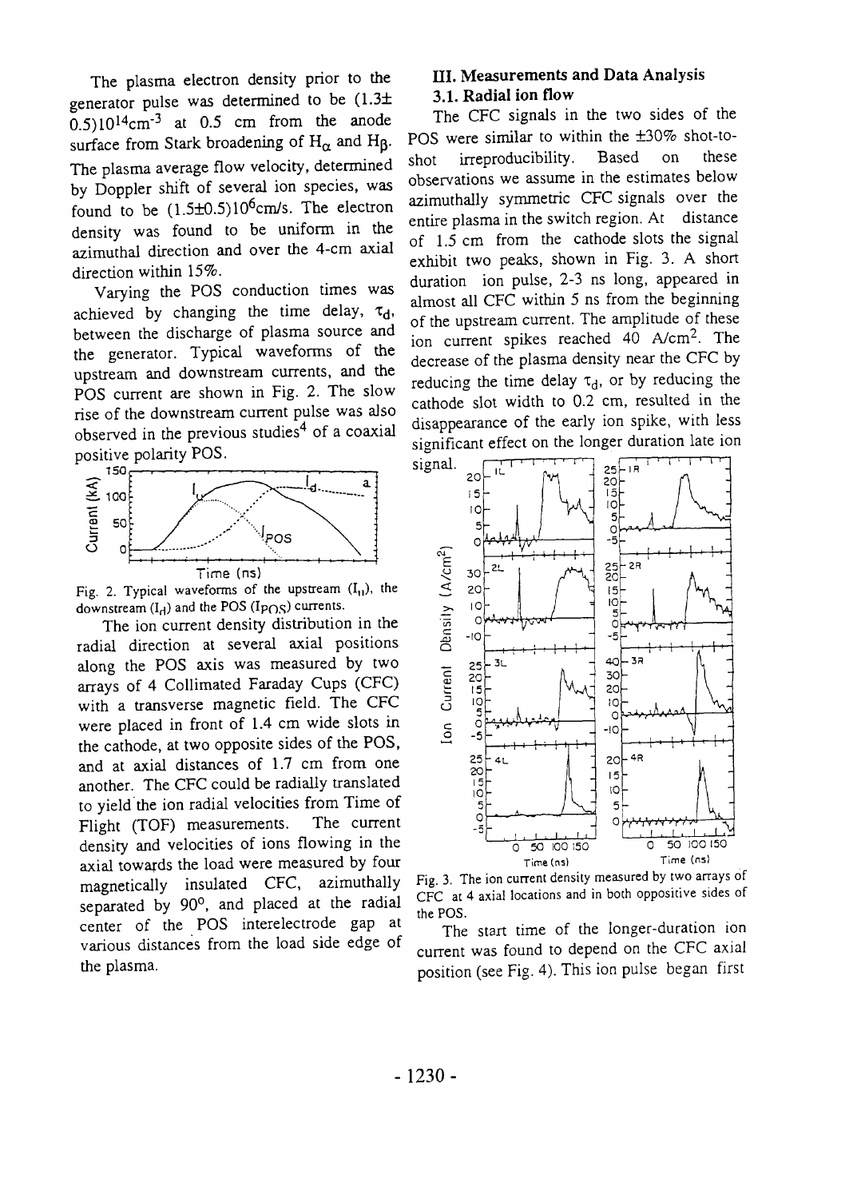The plasma electron density prior to the generator pulse was determined to be $(1.3\pm 0.5)10^{14}\text{cm}^{-3}$ at 0.5 cm from the anode surface from Stark broadening of $H_\alpha$ and $H_\beta$. The plasma average flow velocity, determined by Doppler shift of several ion species, was found to be $(1.5\pm0.5)10^6$cm/s. The electron density was found to be uniform in the azimuthal direction and over the 4-cm axial direction within 15%.

Varying the POS conduction times was achieved by changing the time delay, $\tau_d$, between the discharge of plasma source and the generator. Typical waveforms of the upstream and downstream currents, and the POS current are shown in Fig. 2. The slow rise of the downstream current pulse was also observed in the previous studies[4] of a coaxial positive polarity POS.

Fig. 2. Typical waveforms of the upstream ($I_u$), the downstream ($I_d$) and the POS ($I_{POS}$) currents.

The ion current density distribution in the radial direction at several axial positions along the POS axis was measured by two arrays of 4 Collimated Faraday Cups (CFC) with a transverse magnetic field. The CFC were placed in front of 1.4 cm wide slots in the cathode, at two opposite sides of the POS, and at axial distances of 1.7 cm from one another. The CFC could be radially translated to yield the ion radial velocities from Time of Flight (TOF) measurements. The current density and velocities of ions flowing in the axial towards the load were measured by four magnetically insulated CFC, azimuthally separated by 90°, and placed at the radial center of the POS interelectrode gap at various distances from the load side edge of the plasma.

## III. Measurements and Data Analysis

### 3.1. Radial ion flow

The CFC signals in the two sides of the POS were similar to within the ±30% shot-to-shot irreproducibility. Based on these observations we assume in the estimates below azimuthally symmetric CFC signals over the entire plasma in the switch region. At distance of 1.5 cm from the cathode slots the signal exhibit two peaks, shown in Fig. 3. A short duration ion pulse, 2-3 ns long, appeared in almost all CFC within 5 ns from the beginning of the upstream current. The amplitude of these ion current spikes reached 40 A/cm$^2$. The decrease of the plasma density near the CFC by reducing the time delay $\tau_d$, or by reducing the cathode slot width to 0.2 cm, resulted in the disappearance of the early ion spike, with less significant effect on the longer duration late ion signal.

Fig. 3. The ion current density measured by two arrays of CFC at 4 axial locations and in both oppositive sides of the POS.

The start time of the longer-duration ion current was found to depend on the CFC axial position (see Fig. 4). This ion pulse began first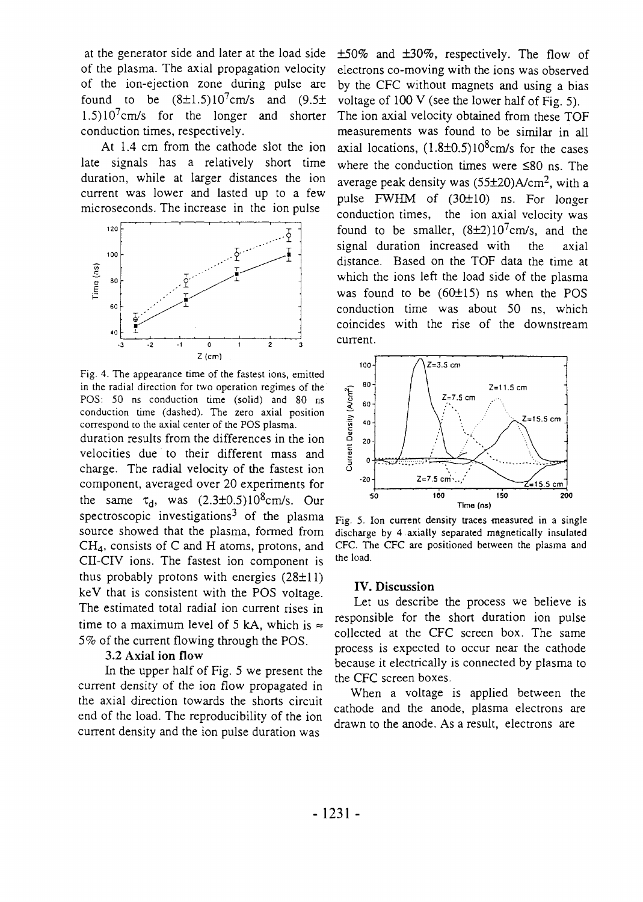at the generator side and later at the load side of the plasma. The axial propagation velocity of the ion-ejection zone during pulse are found to be $(8\pm1.5)10^7$cm/s and $(9.5\pm 1.5)10^7$cm/s for the longer and shorter conduction times, respectively.

At 1.4 cm from the cathode slot the ion late signals has a relatively short time duration, while at larger distances the ion current was lower and lasted up to a few microseconds. The increase in the ion pulse duration results from the differences in the ion velocities due to their different mass and charge. The radial velocity of the fastest ion component, averaged over 20 experiments for the same $\tau_d$, was $(2.3\pm0.5)10^8$cm/s. Our spectroscopic investigations[3] of the plasma source showed that the plasma, formed from $CH_4$, consists of C and H atoms, protons, and CII-CIV ions. The fastest ion component is thus probably protons with energies (28±11) keV that is consistent with the POS voltage. The estimated total radial ion current rises in time to a maximum level of 5 kA, which is ≈ 5% of the current flowing through the POS.

Fig. 4. The appearance time of the fastest ions, emitted in the radial direction for two operation regimes of the POS: 50 ns conduction time (solid) and 80 ns conduction time (dashed). The zero axial position correspond to the axial center of the POS plasma.

### 3.2 Axial ion flow

In the upper half of Fig. 5 we present the current density of the ion flow propagated in the axial direction towards the shorts circuit end of the load. The reproducibility of the ion current density and the ion pulse duration was ±50% and ±30%, respectively. The flow of electrons co-moving with the ions was observed by the CFC without magnets and using a bias voltage of 100 V (see the lower half of Fig. 5). The ion axial velocity obtained from these TOF measurements was found to be similar in all axial locations, $(1.8\pm0.5)10^8$cm/s for the cases where the conduction times were ≤80 ns. The average peak density was $(55\pm20)$A/cm$^2$, with a pulse FWHM of (30±10) ns. For longer conduction times, the ion axial velocity was found to be smaller, $(8\pm2)10^7$cm/s, and the signal duration increased with the axial distance. Based on the TOF data the time at which the ions left the load side of the plasma was found to be (60±15) ns when the POS conduction time was about 50 ns, which coincides with the rise of the downstream current.

Fig. 5. Ion current density traces measured in a single discharge by 4 axially separated magnetically insulated CFC. The CFC are positioned between the plasma and the load.

## IV. Discussion

Let us describe the process we believe is responsible for the short duration ion pulse collected at the CFC screen box. The same process is expected to occur near the cathode because it electrically is connected by plasma to the CFC screen boxes.

When a voltage is applied between the cathode and the anode, plasma electrons are drawn to the anode. As a result, electrons are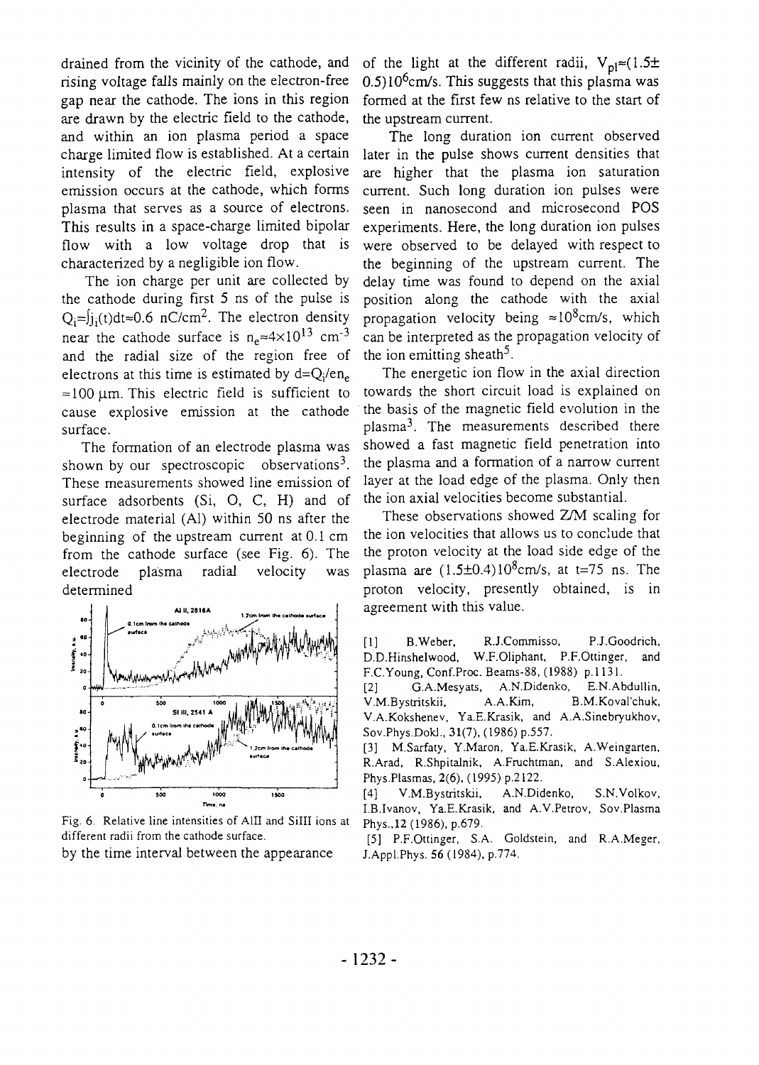drained from the vicinity of the cathode, and rising voltage falls mainly on the electron-free gap near the cathode. The ions in this region are drawn by the electric field to the cathode, and within an ion plasma period a space charge limited flow is established. At a certain intensity of the electric field, explosive emission occurs at the cathode, which forms plasma that serves as a source of electrons. This results in a space-charge limited bipolar flow with a low voltage drop that is characterized by a negligible ion flow.

The ion charge per unit are collected by the cathode during first 5 ns of the pulse is $Q_i = \int j_i(t)dt \approx 0.6$ nC/cm$^2$. The electron density near the cathode surface is $n_e \approx 4\times10^{13}$ cm$^{-3}$ and the radial size of the region free of electrons at this time is estimated by $d = Q_i/en_e \approx 100$ μm. This electric field is sufficient to cause explosive emission at the cathode surface.

The formation of an electrode plasma was shown by our spectroscopic observations[3]. These measurements showed line emission of surface adsorbents (Si, O, C, H) and of electrode material (Al) within 50 ns after the beginning of the upstream current at 0.1 cm from the cathode surface (see Fig. 6). The electrode plasma radial velocity was determined by the time interval between the appearance of the light at the different radii, $V_{pl} \approx (1.5\pm 0.5)10^6$cm/s. This suggests that this plasma was formed at the first few ns relative to the start of the upstream current.

Al II, 2816A
0.1cm from the cathode surface
1.2cm from the cathode surface
Si III, 2541 A
0.1cm from the cathode surface
1.2cm from the cathode surface
Intensity, a.u.
Time, ns
0 500 1000 1500

Fig. 6. Relative line intensities of AlII and SiIII ions at different radii from the cathode surface.

The long duration ion current observed later in the pulse shows current densities that are higher that the plasma ion saturation current. Such long duration ion pulses were seen in nanosecond and microsecond POS experiments. Here, the long duration ion pulses were observed to be delayed with respect to the beginning of the upstream current. The delay time was found to depend on the axial position along the cathode with the axial propagation velocity being $\approx 10^8$cm/s, which can be interpreted as the propagation velocity of the ion emitting sheath[5].

The energetic ion flow in the axial direction towards the short circuit load is explained on the basis of the magnetic field evolution in the plasma[3]. The measurements described there showed a fast magnetic field penetration into the plasma and a formation of a narrow current layer at the load edge of the plasma. Only then the ion axial velocities become substantial.

These observations showed Z/M scaling for the ion velocities that allows us to conclude that the proton velocity at the load side edge of the plasma are $(1.5\pm0.4)10^8$cm/s, at t=75 ns. The proton velocity, presently obtained, is in agreement with this value.

[1] B.Weber, R.J.Commisso, P.J.Goodrich, D.D.Hinshelwood, W.F.Oliphant, P.F.Ottinger, and F.C.Young, Conf.Proc. Beams-88, (1988) p.1131.

[2] G.A.Mesyats, A.N.Didenko, E.N.Abdullin, V.M.Bystritskii, A.A.Kim, B.M.Koval'chuk, V.A.Kokshenev, Ya.E.Krasik, and A.A.Sinebryukhov, Sov.Phys.Dokl., **31**(7), (1986) p.557.

[3] M.Sarfaty, Y.Maron, Ya.E.Krasik, A.Weingarten, R.Arad, R.Shpitalnik, A.Fruchtman, and S.Alexiou, Phys.Plasmas, 2(6), (1995) p.2122.

[4] V.M.Bystritskii, A.N.Didenko, S.N.Volkov, I.B.Ivanov, Ya.E.Krasik, and A.V.Petrov, Sov.Plasma Phys.,12 (1986), p.679.

[5] P.F.Ottinger, S.A. Goldstein, and R.A.Meger, J.Appl.Phys. **56** (1984), p.774.